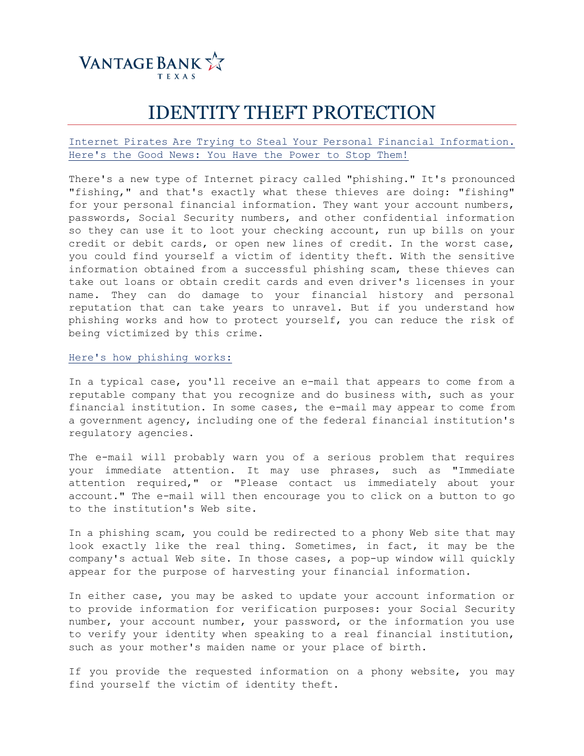VANTAGE BANK TEXAS

# IDENTITY THEFT PROTECTION

Internet Pirates Are Trying to Steal Your Personal Financial Information. Here's the Good News: You Have the Power to Stop Them!

There's a new type of Internet piracy called "phishing." It's pronounced "fishing," and that's exactly what these thieves are doing: "fishing" for your personal financial information. They want your account numbers, passwords, Social Security numbers, and other confidential information so they can use it to loot your checking account, run up bills on your credit or debit cards, or open new lines of credit. In the worst case, you could find yourself a victim of identity theft. With the sensitive information obtained from a successful phishing scam, these thieves can take out loans or obtain credit cards and even driver's licenses in your name. They can do damage to your financial history and personal reputation that can take years to unravel. But if you understand how phishing works and how to protect yourself, you can reduce the risk of being victimized by this crime.

Here's how phishing works:

In a typical case, you'll receive an e-mail that appears to come from a reputable company that you recognize and do business with, such as your financial institution. In some cases, the e-mail may appear to come from a government agency, including one of the federal financial institution's regulatory agencies.

The e-mail will probably warn you of a serious problem that requires your immediate attention. It may use phrases, such as "Immediate attention required," or "Please contact us immediately about your account." The e-mail will then encourage you to click on a button to go to the institution's Web site.

In a phishing scam, you could be redirected to a phony Web site that may look exactly like the real thing. Sometimes, in fact, it may be the company's actual Web site. In those cases, a pop-up window will quickly appear for the purpose of harvesting your financial information.

In either case, you may be asked to update your account information or to provide information for verification purposes: your Social Security number, your account number, your password, or the information you use to verify your identity when speaking to a real financial institution, such as your mother's maiden name or your place of birth.

If you provide the requested information on a phony website, you may find yourself the victim of identity theft.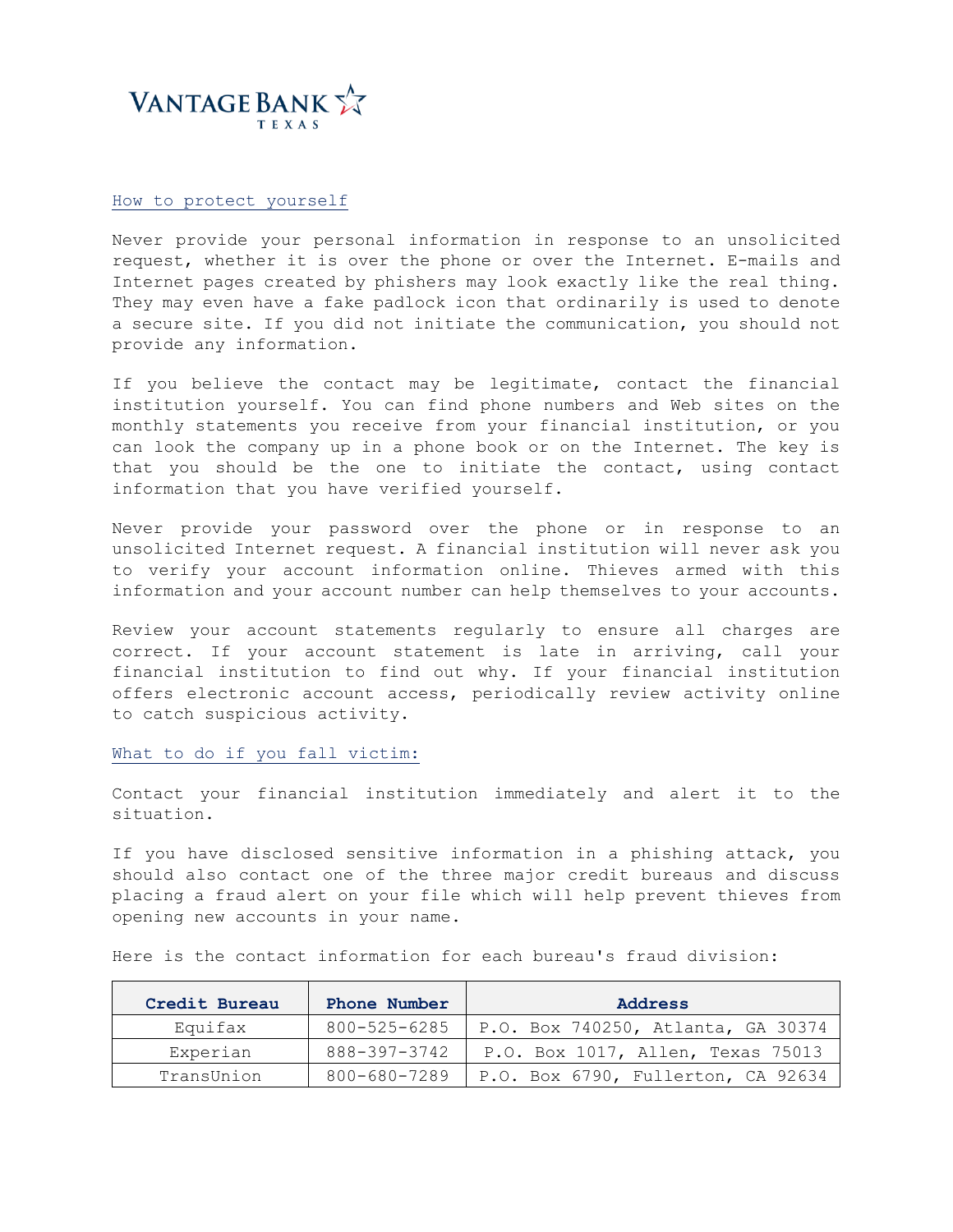VANTAGE BANK TEXAS

## How to protect yourself

Never provide your personal information in response to an unsolicited request, whether it is over the phone or over the Internet. E-mails and Internet pages created by phishers may look exactly like the real thing. They may even have a fake padlock icon that ordinarily is used to denote a secure site. If you did not initiate the communication, you should not provide any information.

If you believe the contact may be legitimate, contact the financial institution yourself. You can find phone numbers and Web sites on the monthly statements you receive from your financial institution, or you can look the company up in a phone book or on the Internet. The key is that you should be the one to initiate the contact, using contact information that you have verified yourself.

Never provide your password over the phone or in response to an unsolicited Internet request. A financial institution will never ask you to verify your account information online. Thieves armed with this information and your account number can help themselves to your accounts.

Review your account statements regularly to ensure all charges are correct. If your account statement is late in arriving, call your financial institution to find out why. If your financial institution offers electronic account access, periodically review activity online to catch suspicious activity.

## What to do if you fall victim:

Contact your financial institution immediately and alert it to the situation.

If you have disclosed sensitive information in a phishing attack, you should also contact one of the three major credit bureaus and discuss placing a fraud alert on your file which will help prevent thieves from opening new accounts in your name.

Here is the contact information for each bureau's fraud division:

| Credit Bureau | Phone Number | Address |
|---|---|---|
| Equifax | 800-525-6285 | P.O. Box 740250, Atlanta, GA 30374 |
| Experian | 888-397-3742 | P.O. Box 1017, Allen, Texas 75013 |
| TransUnion | 800-680-7289 | P.O. Box 6790, Fullerton, CA 92634 |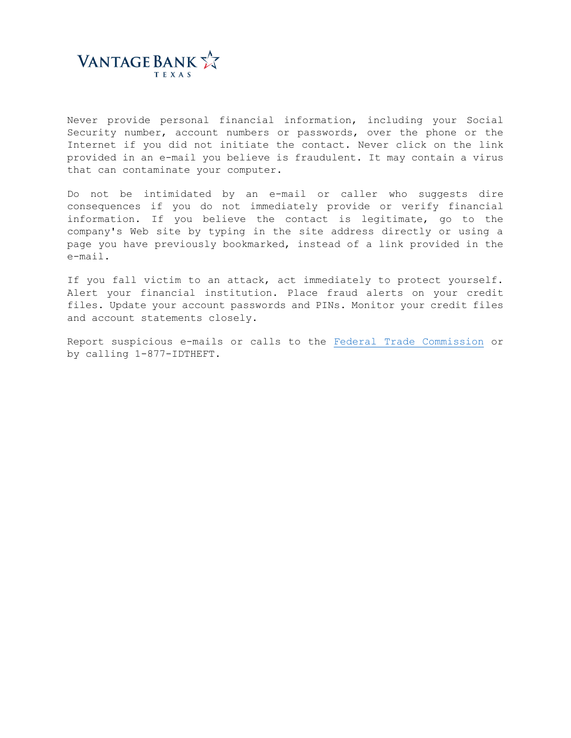Never provide personal financial information, including your Social Security number, account numbers or passwords, over the phone or the Internet if you did not initiate the contact. Never click on the link provided in an e-mail you believe is fraudulent. It may contain a virus that can contaminate your computer.

Do not be intimidated by an e-mail or caller who suggests dire consequences if you do not immediately provide or verify financial information. If you believe the contact is legitimate, go to the company's Web site by typing in the site address directly or using a page you have previously bookmarked, instead of a link provided in the e-mail.

If you fall victim to an attack, act immediately to protect yourself. Alert your financial institution. Place fraud alerts on your credit files. Update your account passwords and PINs. Monitor your credit files and account statements closely.

Report suspicious e-mails or calls to the Federal Trade Commission or by calling 1-877-IDTHEFT.